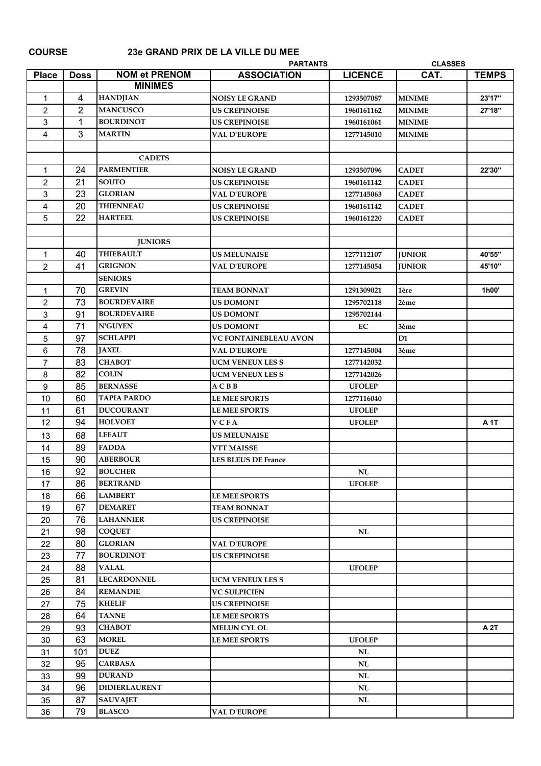**COURSE** **23e GRAND PRIX DE LA VILLE DU MEE**

| | | | PARTANTS | | CLASSES | |
|---|---|---|---|---|---|---|
| Place | Doss | NOM et PRENOM | ASSOCIATION | LICENCE | CAT. | TEMPS |
| | | MINIMES | | | | |
| 1 | 4 | HANDJIAN | NOISY LE GRAND | 1293507087 | MINIME | 23'17" |
| 2 | 2 | MANCUSCO | US CREPINOISE | 1960161162 | MINIME | 27'18" |
| 3 | 1 | BOURDINOT | US CREPINOISE | 1960161061 | MINIME | |
| 4 | 3 | MARTIN | VAL D'EUROPE | 1277145010 | MINIME | |
| | | | | | | |
| | | CADETS | | | | |
| 1 | 24 | PARMENTIER | NOISY LE GRAND | 1293507096 | CADET | 22'30" |
| 2 | 21 | SOUTO | US CREPINOISE | 1960161142 | CADET | |
| 3 | 23 | GLORIAN | VAL D'EUROPE | 1277145063 | CADET | |
| 4 | 20 | THIENNEAU | US CREPINOISE | 1960161142 | CADET | |
| 5 | 22 | HARTEEL | US CREPINOISE | 1960161220 | CADET | |
| | | | | | | |
| | | JUNIORS | | | | |
| 1 | 40 | THIEBAULT | US MELUNAISE | 1277112107 | JUNIOR | 40'55" |
| 2 | 41 | GRIGNON | VAL D'EUROPE | 1277145054 | JUNIOR | 45'10" |
| | | SENIORS | | | | |
| 1 | 70 | GREVIN | TEAM BONNAT | 1291309021 | 1ère | 1h00' |
| 2 | 73 | BOURDEVAIRE | US DOMONT | 1295702118 | 2ème | |
| 3 | 91 | BOURDEVAIRE | US DOMONT | 1295702144 | | |
| 4 | 71 | N'GUYEN | US DOMONT | EC | 3ème | |
| 5 | 97 | SCHLAPPI | VC FONTAINEBLEAU AVON | | D1 | |
| 6 | 78 | JAXEL | VAL D'EUROPE | 1277145004 | 3ème | |
| 7 | 83 | CHABOT | UCM VENEUX LES S | 1277142032 | | |
| 8 | 82 | COLIN | UCM VENEUX LES S | 1277142026 | | |
| 9 | 85 | BERNASSE | A C B B | UFOLEP | | |
| 10 | 60 | TAPIA PARDO | LE MEE SPORTS | 1277116040 | | |
| 11 | 61 | DUCOURANT | LE MEE SPORTS | UFOLEP | | |
| 12 | 94 | HOLVOET | V C F A | UFOLEP | | A 1T |
| 13 | 68 | LEFAUT | US MELUNAISE | | | |
| 14 | 89 | FADDA | VTT MAISSE | | | |
| 15 | 90 | ABERBOUR | LES BLEUS DE France | | | |
| 16 | 92 | BOUCHER | | NL | | |
| 17 | 86 | BERTRAND | | UFOLEP | | |
| 18 | 66 | LAMBERT | LE MEE SPORTS | | | |
| 19 | 67 | DEMARET | TEAM BONNAT | | | |
| 20 | 76 | LAHANNIER | US CREPINOISE | | | |
| 21 | 98 | COQUET | | NL | | |
| 22 | 80 | GLORIAN | VAL D'EUROPE | | | |
| 23 | 77 | BOURDINOT | US CREPINOISE | | | |
| 24 | 88 | VALAL | | UFOLEP | | |
| 25 | 81 | LECARDONNEL | UCM VENEUX LES S | | | |
| 26 | 84 | REMANDIE | VC SULPICIEN | | | |
| 27 | 75 | KHELIF | US CREPINOISE | | | |
| 28 | 64 | TANNE | LE MEE SPORTS | | | |
| 29 | 93 | CHABOT | MELUN CYL OL | | | A 2T |
| 30 | 63 | MOREL | LE MEE SPORTS | UFOLEP | | |
| 31 | 101 | DUEZ | | NL | | |
| 32 | 95 | CARBASA | | NL | | |
| 33 | 99 | DURAND | | NL | | |
| 34 | 96 | DIDIERLAURENT | | NL | | |
| 35 | 87 | SAUVAJET | | NL | | |
| 36 | 79 | BLASCO | VAL D'EUROPE | | | |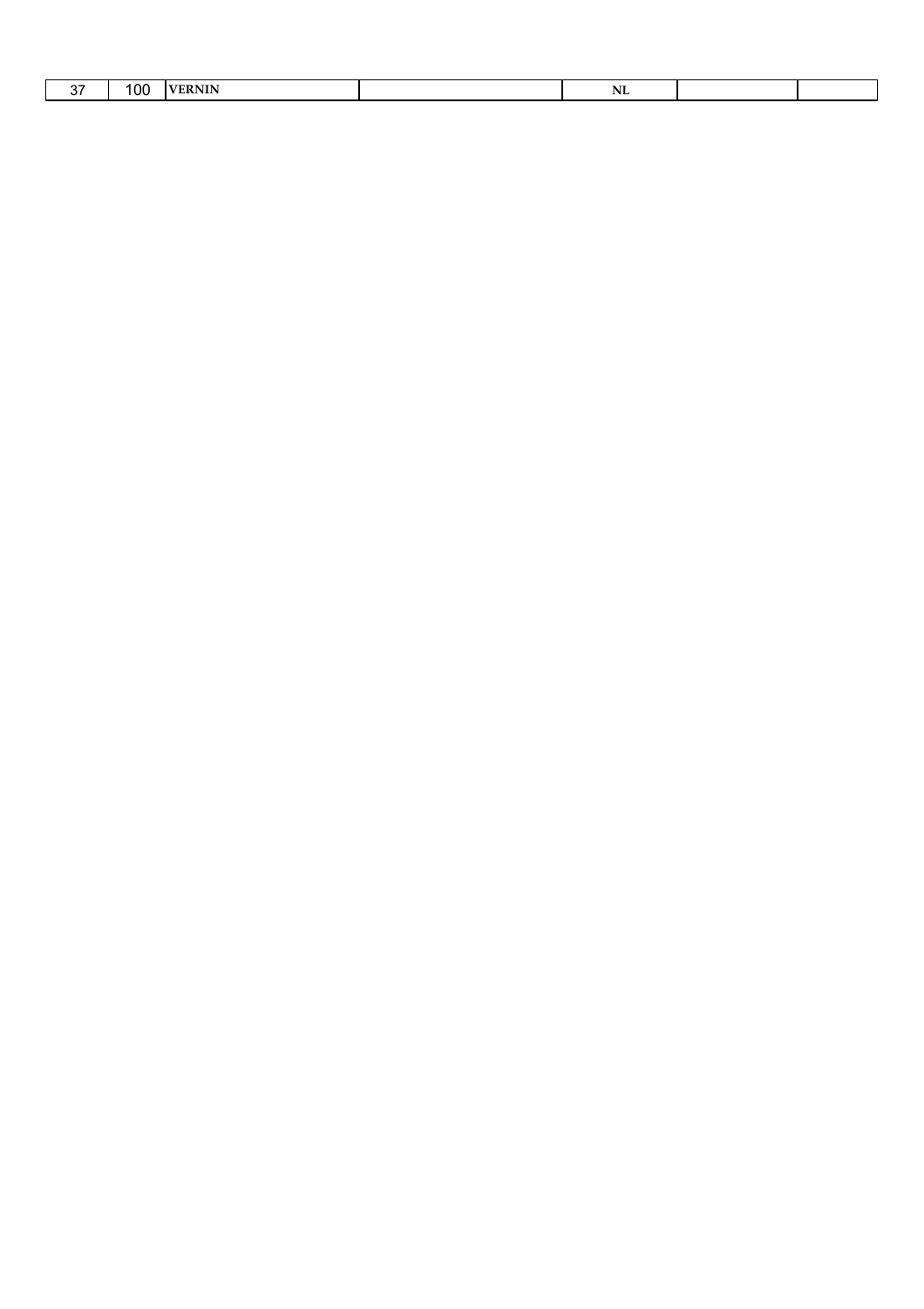| | | | | | | |
|---|---|---|---|---|---|---|
| 37 | 100 | **VERNIN** | | **NL** | | |